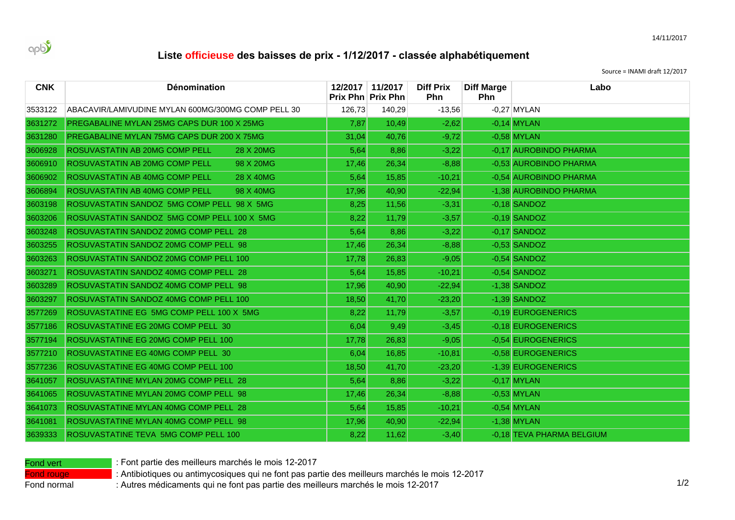14/11/2017

# Liste officieuse des baisses de prix - 1/12/2017 - classée alphabétiquement

Source = INAMI draft 12/2017

| CNK | Dénomination | 12/2017 Prix Phn | 11/2017 Prix Phn | Diff Prix Phn | Diff Marge Phn | Labo |
|---|---|---|---|---|---|---|
| 3533122 | ABACAVIR/LAMIVUDINE MYLAN 600MG/300MG COMP PELL 30 | 126,73 | 140,29 | -13,56 | -0,27 | MYLAN |
| 3631272 | PREGABALINE MYLAN 25MG CAPS DUR 100 X 25MG | 7,87 | 10,49 | -2,62 | -0,14 | MYLAN |
| 3631280 | PREGABALINE MYLAN 75MG CAPS DUR 200 X 75MG | 31,04 | 40,76 | -9,72 | -0,58 | MYLAN |
| 3606928 | ROSUVASTATIN AB 20MG COMP PELL 28 X 20MG | 5,64 | 8,86 | -3,22 | -0,17 | AUROBINDO PHARMA |
| 3606910 | ROSUVASTATIN AB 20MG COMP PELL 98 X 20MG | 17,46 | 26,34 | -8,88 | -0,53 | AUROBINDO PHARMA |
| 3606902 | ROSUVASTATIN AB 40MG COMP PELL 28 X 40MG | 5,64 | 15,85 | -10,21 | -0,54 | AUROBINDO PHARMA |
| 3606894 | ROSUVASTATIN AB 40MG COMP PELL 98 X 40MG | 17,96 | 40,90 | -22,94 | -1,38 | AUROBINDO PHARMA |
| 3603198 | ROSUVASTATIN SANDOZ 5MG COMP PELL 98 X 5MG | 8,25 | 11,56 | -3,31 | -0,18 | SANDOZ |
| 3603206 | ROSUVASTATIN SANDOZ 5MG COMP PELL 100 X 5MG | 8,22 | 11,79 | -3,57 | -0,19 | SANDOZ |
| 3603248 | ROSUVASTATIN SANDOZ 20MG COMP PELL 28 | 5,64 | 8,86 | -3,22 | -0,17 | SANDOZ |
| 3603255 | ROSUVASTATIN SANDOZ 20MG COMP PELL 98 | 17,46 | 26,34 | -8,88 | -0,53 | SANDOZ |
| 3603263 | ROSUVASTATIN SANDOZ 20MG COMP PELL 100 | 17,78 | 26,83 | -9,05 | -0,54 | SANDOZ |
| 3603271 | ROSUVASTATIN SANDOZ 40MG COMP PELL 28 | 5,64 | 15,85 | -10,21 | -0,54 | SANDOZ |
| 3603289 | ROSUVASTATIN SANDOZ 40MG COMP PELL 98 | 17,96 | 40,90 | -22,94 | -1,38 | SANDOZ |
| 3603297 | ROSUVASTATIN SANDOZ 40MG COMP PELL 100 | 18,50 | 41,70 | -23,20 | -1,39 | SANDOZ |
| 3577269 | ROSUVASTATINE EG 5MG COMP PELL 100 X 5MG | 8,22 | 11,79 | -3,57 | -0,19 | EUROGENERICS |
| 3577186 | ROSUVASTATINE EG 20MG COMP PELL 30 | 6,04 | 9,49 | -3,45 | -0,18 | EUROGENERICS |
| 3577194 | ROSUVASTATINE EG 20MG COMP PELL 100 | 17,78 | 26,83 | -9,05 | -0,54 | EUROGENERICS |
| 3577210 | ROSUVASTATINE EG 40MG COMP PELL 30 | 6,04 | 16,85 | -10,81 | -0,58 | EUROGENERICS |
| 3577236 | ROSUVASTATINE EG 40MG COMP PELL 100 | 18,50 | 41,70 | -23,20 | -1,39 | EUROGENERICS |
| 3641057 | ROSUVASTATINE MYLAN 20MG COMP PELL 28 | 5,64 | 8,86 | -3,22 | -0,17 | MYLAN |
| 3641065 | ROSUVASTATINE MYLAN 20MG COMP PELL 98 | 17,46 | 26,34 | -8,88 | -0,53 | MYLAN |
| 3641073 | ROSUVASTATINE MYLAN 40MG COMP PELL 28 | 5,64 | 15,85 | -10,21 | -0,54 | MYLAN |
| 3641081 | ROSUVASTATINE MYLAN 40MG COMP PELL 98 | 17,96 | 40,90 | -22,94 | -1,38 | MYLAN |
| 3639333 | ROSUVASTATINE TEVA 5MG COMP PELL 100 | 8,22 | 11,62 | -3,40 | -0,18 | TEVA PHARMA BELGIUM |

Fond vert : Font partie des meilleurs marchés le mois 12-2017

Fond rouge : Antibiotiques ou antimycosiques qui ne font pas partie des meilleurs marchés le mois 12-2017

Fond normal : Autres médicaments qui ne font pas partie des meilleurs marchés le mois 12-2017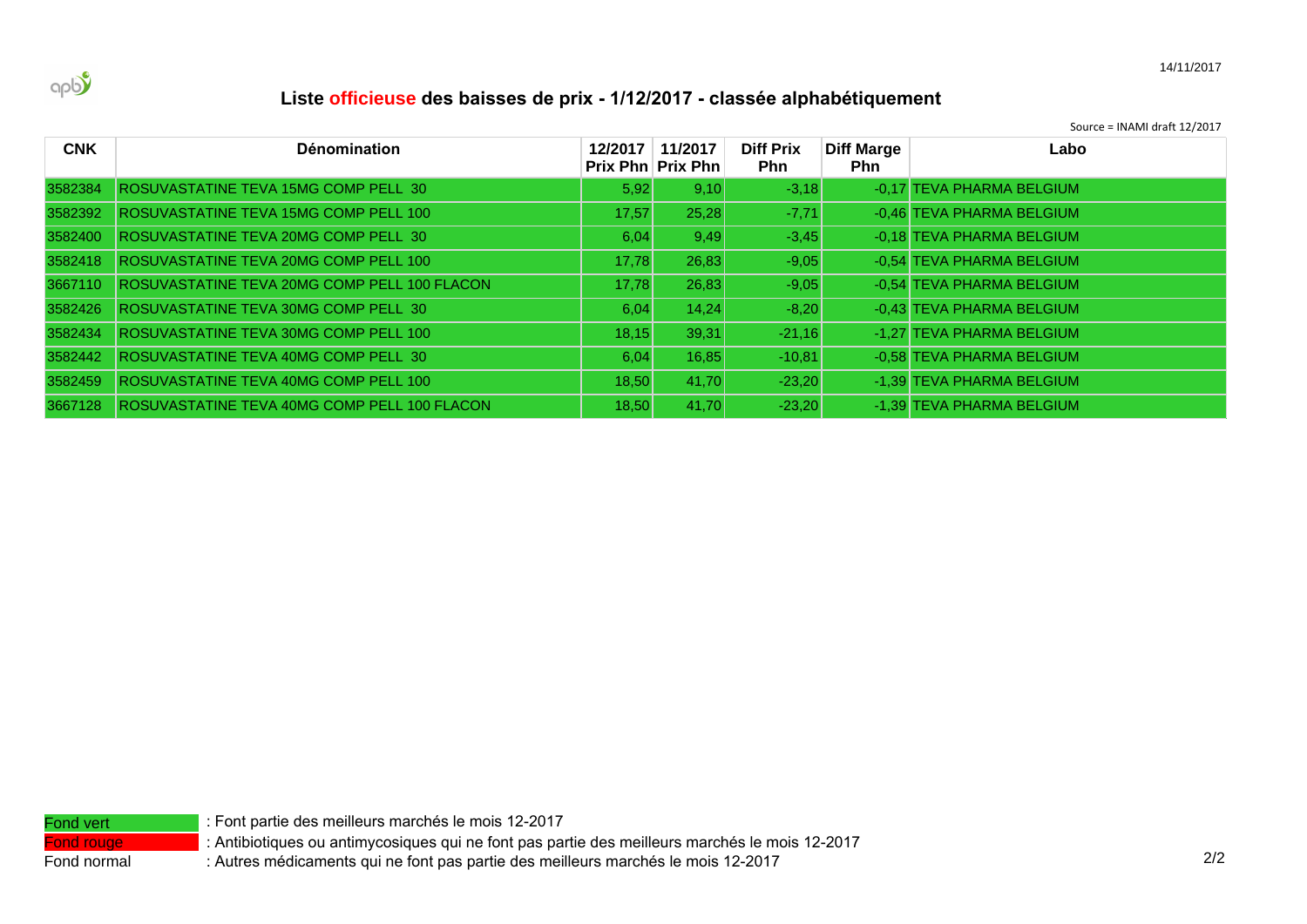14/11/2017

# Liste officieuse des baisses de prix - 1/12/2017 - classée alphabétiquement

Source = INAMI draft 12/2017

| CNK | Dénomination | 12/2017 Prix Phn | 11/2017 Prix Phn | Diff Prix Phn | Diff Marge Phn | Labo |
|---|---|---|---|---|---|---|
| 3582384 | ROSUVASTATINE TEVA 15MG COMP PELL 30 | 5,92 | 9,10 | -3,18 | -0,17 | TEVA PHARMA BELGIUM |
| 3582392 | ROSUVASTATINE TEVA 15MG COMP PELL 100 | 17,57 | 25,28 | -7,71 | -0,46 | TEVA PHARMA BELGIUM |
| 3582400 | ROSUVASTATINE TEVA 20MG COMP PELL 30 | 6,04 | 9,49 | -3,45 | -0,18 | TEVA PHARMA BELGIUM |
| 3582418 | ROSUVASTATINE TEVA 20MG COMP PELL 100 | 17,78 | 26,83 | -9,05 | -0,54 | TEVA PHARMA BELGIUM |
| 3667110 | ROSUVASTATINE TEVA 20MG COMP PELL 100 FLACON | 17,78 | 26,83 | -9,05 | -0,54 | TEVA PHARMA BELGIUM |
| 3582426 | ROSUVASTATINE TEVA 30MG COMP PELL 30 | 6,04 | 14,24 | -8,20 | -0,43 | TEVA PHARMA BELGIUM |
| 3582434 | ROSUVASTATINE TEVA 30MG COMP PELL 100 | 18,15 | 39,31 | -21,16 | -1,27 | TEVA PHARMA BELGIUM |
| 3582442 | ROSUVASTATINE TEVA 40MG COMP PELL 30 | 6,04 | 16,85 | -10,81 | -0,58 | TEVA PHARMA BELGIUM |
| 3582459 | ROSUVASTATINE TEVA 40MG COMP PELL 100 | 18,50 | 41,70 | -23,20 | -1,39 | TEVA PHARMA BELGIUM |
| 3667128 | ROSUVASTATINE TEVA 40MG COMP PELL 100 FLACON | 18,50 | 41,70 | -23,20 | -1,39 | TEVA PHARMA BELGIUM |

Fond vert : Font partie des meilleurs marchés le mois 12-2017

Fond rouge : Antibiotiques ou antimycosiques qui ne font pas partie des meilleurs marchés le mois 12-2017

Fond normal : Autres médicaments qui ne font pas partie des meilleurs marchés le mois 12-2017